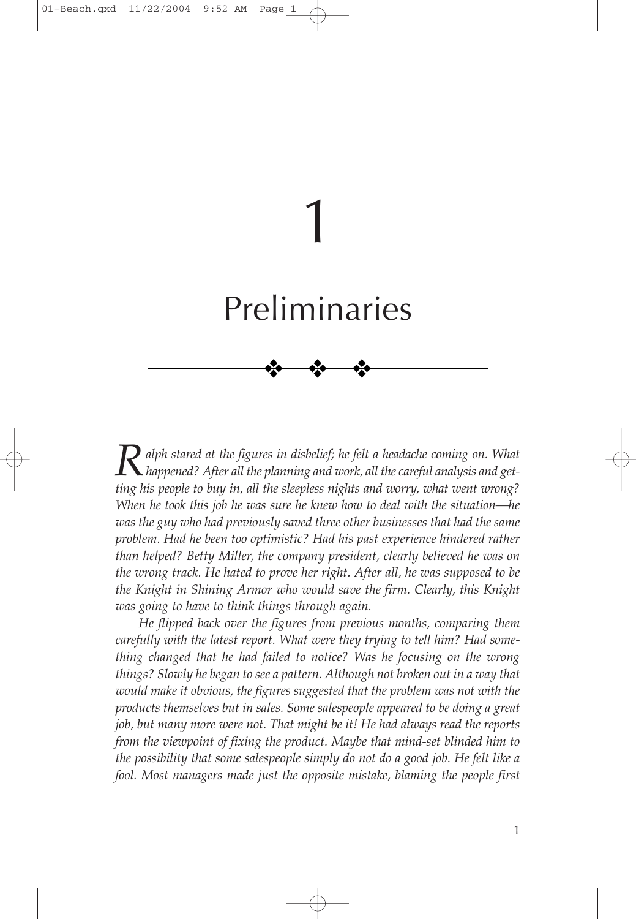# 1

# Preliminaries

*Ralph stared at the figures in disbelief; he felt a headache coming on. What happened? After all the planning and work, all the careful analysis and getting his people to buy in, all the sleepless nights and worry, what went wrong? When he took this job he was sure he knew how to deal with the situation—he was the guy who had previously saved three other businesses that had the same problem. Had he been too optimistic? Had his past experience hindered rather than helped? Betty Miller, the company president, clearly believed he was on the wrong track. He hated to prove her right. After all, he was supposed to be the Knight in Shining Armor who would save the firm. Clearly, this Knight was going to have to think things through again.*

*He flipped back over the figures from previous months, comparing them carefully with the latest report. What were they trying to tell him? Had something changed that he had failed to notice? Was he focusing on the wrong things? Slowly he began to see a pattern. Although not broken out in a way that would make it obvious, the figures suggested that the problem was not with the products themselves but in sales. Some salespeople appeared to be doing a great job, but many more were not. That might be it! He had always read the reports from the viewpoint of fixing the product. Maybe that mind-set blinded him to the possibility that some salespeople simply do not do a good job. He felt like a fool. Most managers made just the opposite mistake, blaming the people first*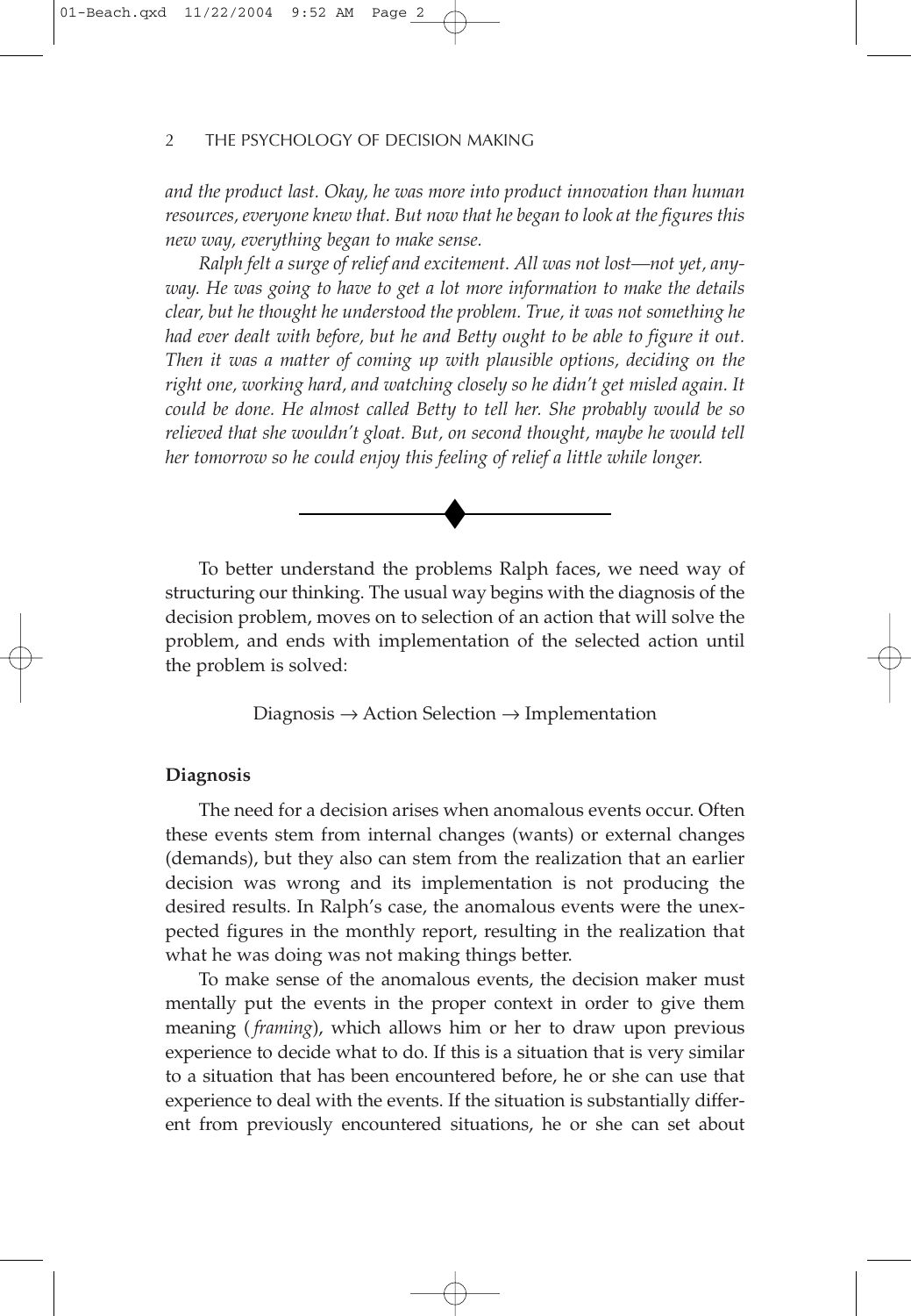*and the product last. Okay, he was more into product innovation than human resources, everyone knew that. But now that he began to look at the figures this new way, everything began to make sense.*

*Ralph felt a surge of relief and excitement. All was not lost—not yet, anyway. He was going to have to get a lot more information to make the details clear, but he thought he understood the problem. True, it was not something he had ever dealt with before, but he and Betty ought to be able to figure it out. Then it was a matter of coming up with plausible options, deciding on the right one, working hard, and watching closely so he didn't get misled again. It could be done. He almost called Betty to tell her. She probably would be so relieved that she wouldn't gloat. But, on second thought, maybe he would tell her tomorrow so he could enjoy this feeling of relief a little while longer.*

---

To better understand the problems Ralph faces, we need way of structuring our thinking. The usual way begins with the diagnosis of the decision problem, moves on to selection of an action that will solve the problem, and ends with implementation of the selected action until the problem is solved:

Diagnosis → Action Selection → Implementation

**Diagnosis**

The need for a decision arises when anomalous events occur. Often these events stem from internal changes (wants) or external changes (demands), but they also can stem from the realization that an earlier decision was wrong and its implementation is not producing the desired results. In Ralph's case, the anomalous events were the unexpected figures in the monthly report, resulting in the realization that what he was doing was not making things better.

To make sense of the anomalous events, the decision maker must mentally put the events in the proper context in order to give them meaning (*framing*), which allows him or her to draw upon previous experience to decide what to do. If this is a situation that is very similar to a situation that has been encountered before, he or she can use that experience to deal with the events. If the situation is substantially different from previously encountered situations, he or she can set about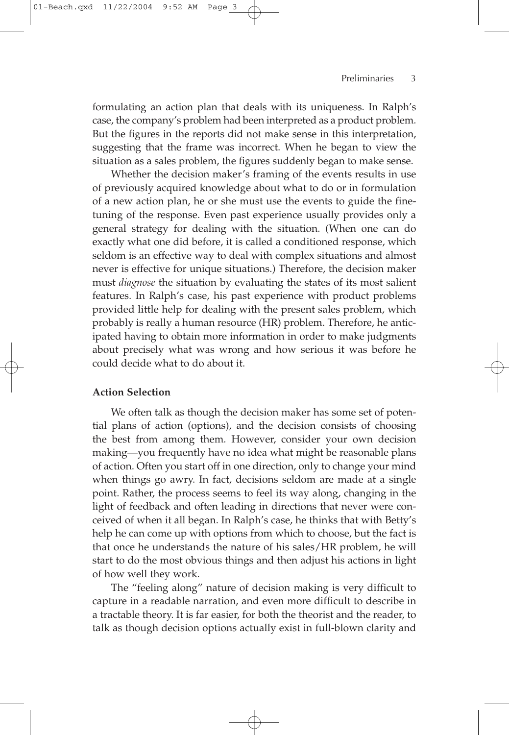formulating an action plan that deals with its uniqueness. In Ralph's case, the company's problem had been interpreted as a product problem. But the figures in the reports did not make sense in this interpretation, suggesting that the frame was incorrect. When he began to view the situation as a sales problem, the figures suddenly began to make sense.

Whether the decision maker's framing of the events results in use of previously acquired knowledge about what to do or in formulation of a new action plan, he or she must use the events to guide the fine-tuning of the response. Even past experience usually provides only a general strategy for dealing with the situation. (When one can do exactly what one did before, it is called a conditioned response, which seldom is an effective way to deal with complex situations and almost never is effective for unique situations.) Therefore, the decision maker must *diagnose* the situation by evaluating the states of its most salient features. In Ralph's case, his past experience with product problems provided little help for dealing with the present sales problem, which probably is really a human resource (HR) problem. Therefore, he anticipated having to obtain more information in order to make judgments about precisely what was wrong and how serious it was before he could decide what to do about it.

### Action Selection

We often talk as though the decision maker has some set of potential plans of action (options), and the decision consists of choosing the best from among them. However, consider your own decision making—you frequently have no idea what might be reasonable plans of action. Often you start off in one direction, only to change your mind when things go awry. In fact, decisions seldom are made at a single point. Rather, the process seems to feel its way along, changing in the light of feedback and often leading in directions that never were conceived of when it all began. In Ralph's case, he thinks that with Betty's help he can come up with options from which to choose, but the fact is that once he understands the nature of his sales/HR problem, he will start to do the most obvious things and then adjust his actions in light of how well they work.

The "feeling along" nature of decision making is very difficult to capture in a readable narration, and even more difficult to describe in a tractable theory. It is far easier, for both the theorist and the reader, to talk as though decision options actually exist in full-blown clarity and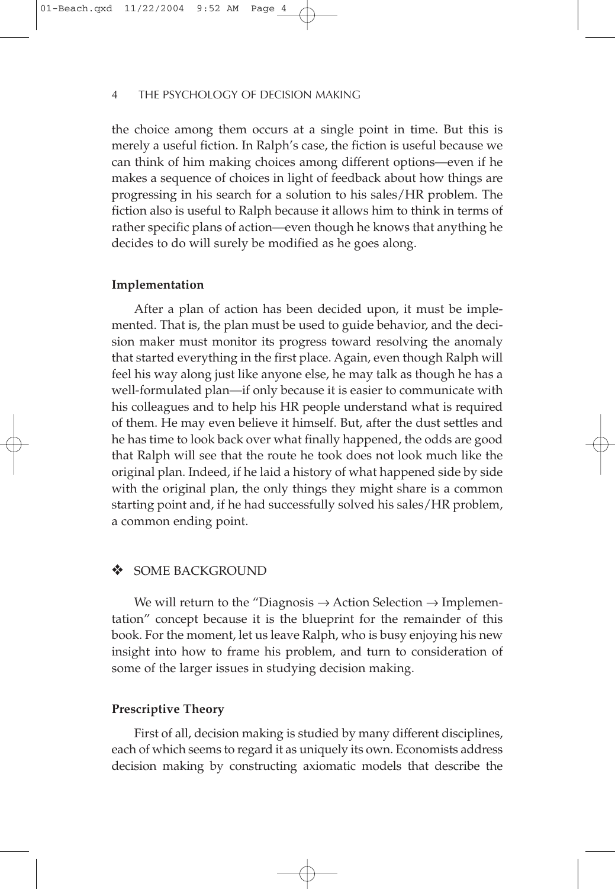the choice among them occurs at a single point in time. But this is merely a useful fiction. In Ralph's case, the fiction is useful because we can think of him making choices among different options—even if he makes a sequence of choices in light of feedback about how things are progressing in his search for a solution to his sales/HR problem. The fiction also is useful to Ralph because it allows him to think in terms of rather specific plans of action—even though he knows that anything he decides to do will surely be modified as he goes along.

### Implementation

After a plan of action has been decided upon, it must be implemented. That is, the plan must be used to guide behavior, and the decision maker must monitor its progress toward resolving the anomaly that started everything in the first place. Again, even though Ralph will feel his way along just like anyone else, he may talk as though he has a well-formulated plan—if only because it is easier to communicate with his colleagues and to help his HR people understand what is required of them. He may even believe it himself. But, after the dust settles and he has time to look back over what finally happened, the odds are good that Ralph will see that the route he took does not look much like the original plan. Indeed, if he laid a history of what happened side by side with the original plan, the only things they might share is a common starting point and, if he had successfully solved his sales/HR problem, a common ending point.

## ❖ SOME BACKGROUND

We will return to the "Diagnosis → Action Selection → Implementation" concept because it is the blueprint for the remainder of this book. For the moment, let us leave Ralph, who is busy enjoying his new insight into how to frame his problem, and turn to consideration of some of the larger issues in studying decision making.

### Prescriptive Theory

First of all, decision making is studied by many different disciplines, each of which seems to regard it as uniquely its own. Economists address decision making by constructing axiomatic models that describe the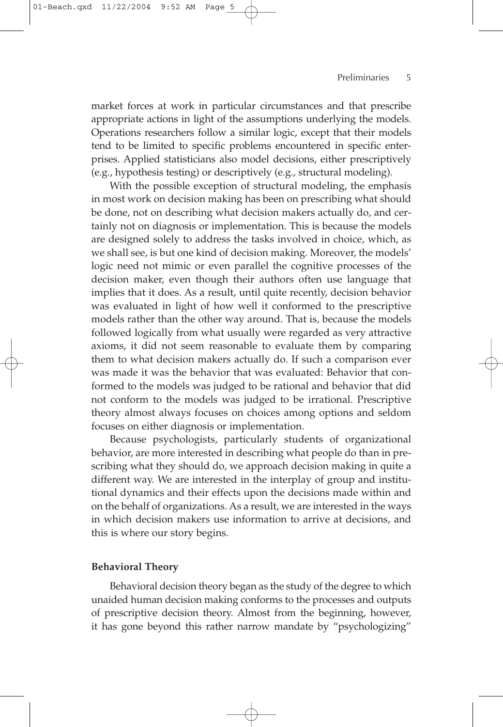market forces at work in particular circumstances and that prescribe appropriate actions in light of the assumptions underlying the models. Operations researchers follow a similar logic, except that their models tend to be limited to specific problems encountered in specific enterprises. Applied statisticians also model decisions, either prescriptively (e.g., hypothesis testing) or descriptively (e.g., structural modeling).

With the possible exception of structural modeling, the emphasis in most work on decision making has been on prescribing what should be done, not on describing what decision makers actually do, and certainly not on diagnosis or implementation. This is because the models are designed solely to address the tasks involved in choice, which, as we shall see, is but one kind of decision making. Moreover, the models' logic need not mimic or even parallel the cognitive processes of the decision maker, even though their authors often use language that implies that it does. As a result, until quite recently, decision behavior was evaluated in light of how well it conformed to the prescriptive models rather than the other way around. That is, because the models followed logically from what usually were regarded as very attractive axioms, it did not seem reasonable to evaluate them by comparing them to what decision makers actually do. If such a comparison ever was made it was the behavior that was evaluated: Behavior that conformed to the models was judged to be rational and behavior that did not conform to the models was judged to be irrational. Prescriptive theory almost always focuses on choices among options and seldom focuses on either diagnosis or implementation.

Because psychologists, particularly students of organizational behavior, are more interested in describing what people do than in prescribing what they should do, we approach decision making in quite a different way. We are interested in the interplay of group and institutional dynamics and their effects upon the decisions made within and on the behalf of organizations. As a result, we are interested in the ways in which decision makers use information to arrive at decisions, and this is where our story begins.

**Behavioral Theory**

Behavioral decision theory began as the study of the degree to which unaided human decision making conforms to the processes and outputs of prescriptive decision theory. Almost from the beginning, however, it has gone beyond this rather narrow mandate by "psychologizing"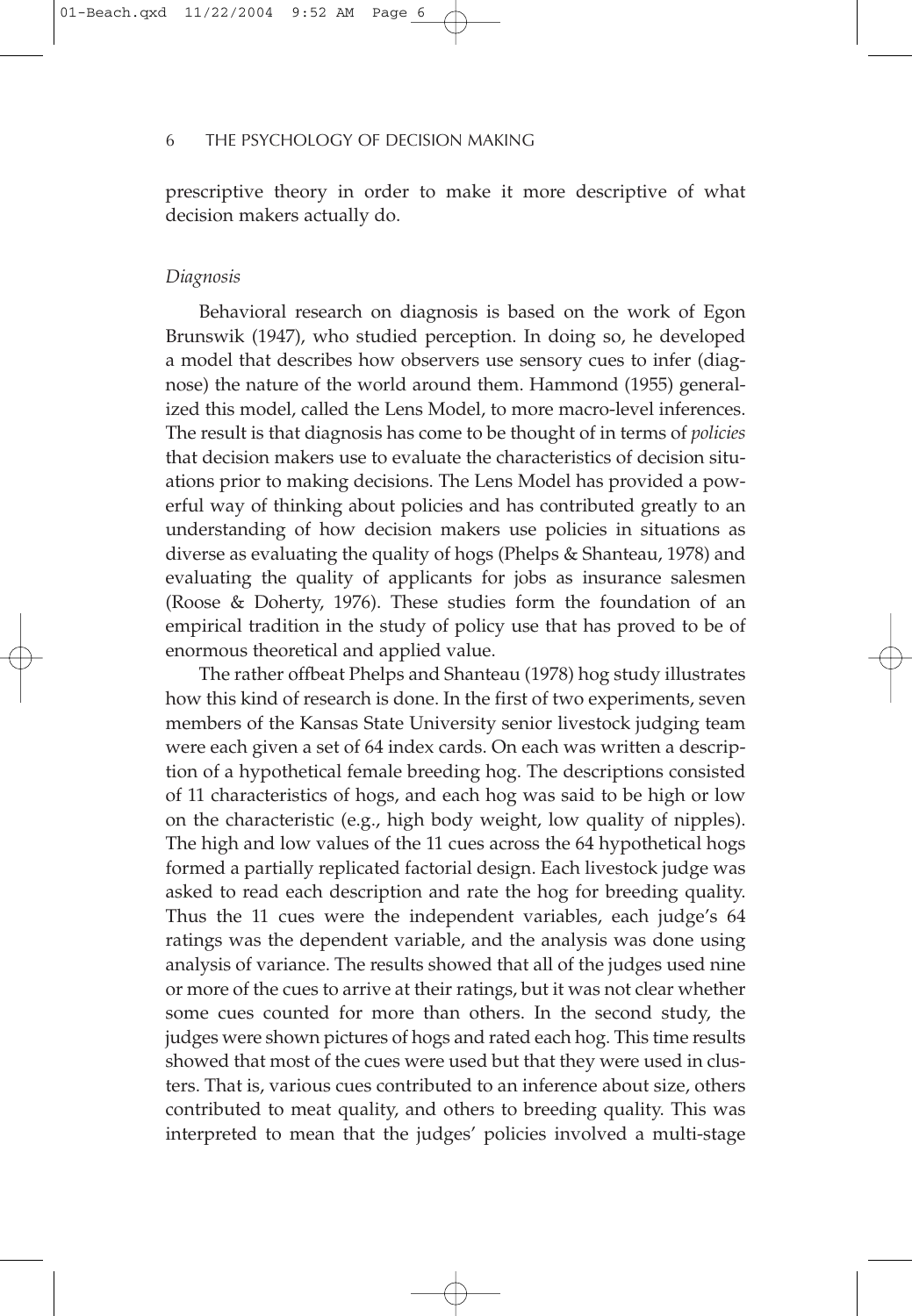prescriptive theory in order to make it more descriptive of what decision makers actually do.

### *Diagnosis*

Behavioral research on diagnosis is based on the work of Egon Brunswik (1947), who studied perception. In doing so, he developed a model that describes how observers use sensory cues to infer (diagnose) the nature of the world around them. Hammond (1955) generalized this model, called the Lens Model, to more macro-level inferences. The result is that diagnosis has come to be thought of in terms of *policies* that decision makers use to evaluate the characteristics of decision situations prior to making decisions. The Lens Model has provided a powerful way of thinking about policies and has contributed greatly to an understanding of how decision makers use policies in situations as diverse as evaluating the quality of hogs (Phelps & Shanteau, 1978) and evaluating the quality of applicants for jobs as insurance salesmen (Roose & Doherty, 1976). These studies form the foundation of an empirical tradition in the study of policy use that has proved to be of enormous theoretical and applied value.

The rather offbeat Phelps and Shanteau (1978) hog study illustrates how this kind of research is done. In the first of two experiments, seven members of the Kansas State University senior livestock judging team were each given a set of 64 index cards. On each was written a description of a hypothetical female breeding hog. The descriptions consisted of 11 characteristics of hogs, and each hog was said to be high or low on the characteristic (e.g., high body weight, low quality of nipples). The high and low values of the 11 cues across the 64 hypothetical hogs formed a partially replicated factorial design. Each livestock judge was asked to read each description and rate the hog for breeding quality. Thus the 11 cues were the independent variables, each judge's 64 ratings was the dependent variable, and the analysis was done using analysis of variance. The results showed that all of the judges used nine or more of the cues to arrive at their ratings, but it was not clear whether some cues counted for more than others. In the second study, the judges were shown pictures of hogs and rated each hog. This time results showed that most of the cues were used but that they were used in clusters. That is, various cues contributed to an inference about size, others contributed to meat quality, and others to breeding quality. This was interpreted to mean that the judges' policies involved a multi-stage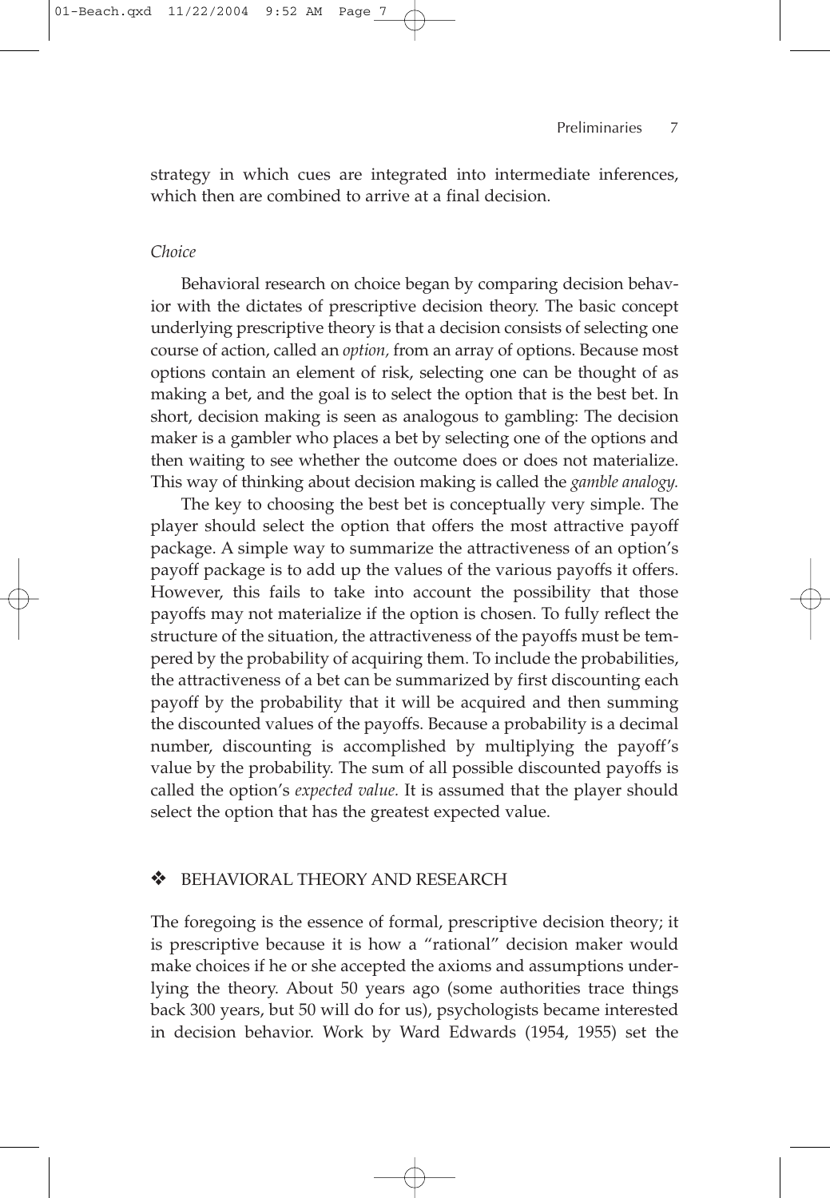strategy in which cues are integrated into intermediate inferences, which then are combined to arrive at a final decision.

### *Choice*

Behavioral research on choice began by comparing decision behavior with the dictates of prescriptive decision theory. The basic concept underlying prescriptive theory is that a decision consists of selecting one course of action, called an *option,* from an array of options. Because most options contain an element of risk, selecting one can be thought of as making a bet, and the goal is to select the option that is the best bet. In short, decision making is seen as analogous to gambling: The decision maker is a gambler who places a bet by selecting one of the options and then waiting to see whether the outcome does or does not materialize. This way of thinking about decision making is called the *gamble analogy.*

The key to choosing the best bet is conceptually very simple. The player should select the option that offers the most attractive payoff package. A simple way to summarize the attractiveness of an option's payoff package is to add up the values of the various payoffs it offers. However, this fails to take into account the possibility that those payoffs may not materialize if the option is chosen. To fully reflect the structure of the situation, the attractiveness of the payoffs must be tempered by the probability of acquiring them. To include the probabilities, the attractiveness of a bet can be summarized by first discounting each payoff by the probability that it will be acquired and then summing the discounted values of the payoffs. Because a probability is a decimal number, discounting is accomplished by multiplying the payoff's value by the probability. The sum of all possible discounted payoffs is called the option's *expected value.* It is assumed that the player should select the option that has the greatest expected value.

## ❖ BEHAVIORAL THEORY AND RESEARCH

The foregoing is the essence of formal, prescriptive decision theory; it is prescriptive because it is how a "rational" decision maker would make choices if he or she accepted the axioms and assumptions underlying the theory. About 50 years ago (some authorities trace things back 300 years, but 50 will do for us), psychologists became interested in decision behavior. Work by Ward Edwards (1954, 1955) set the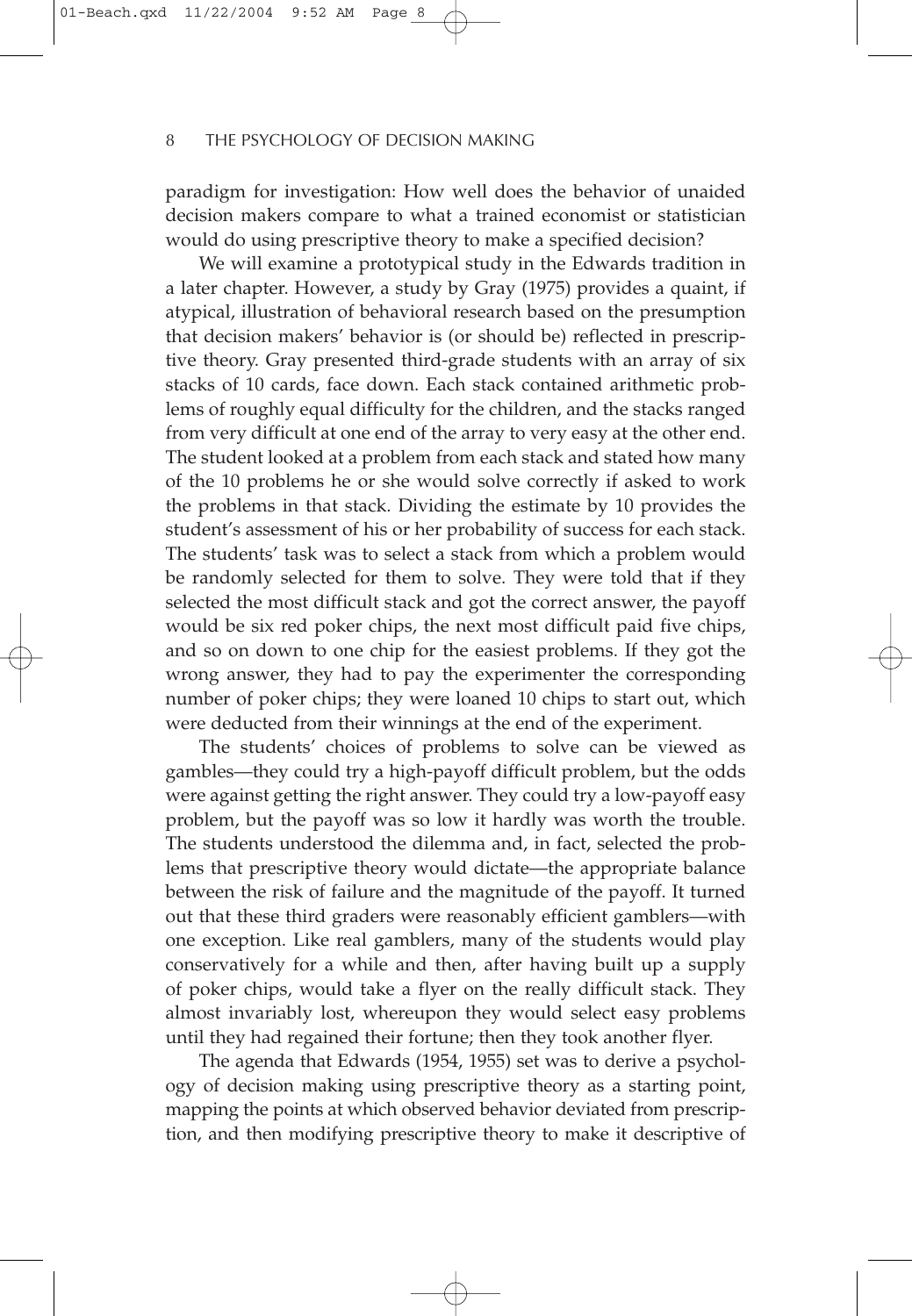paradigm for investigation: How well does the behavior of unaided decision makers compare to what a trained economist or statistician would do using prescriptive theory to make a specified decision?

We will examine a prototypical study in the Edwards tradition in a later chapter. However, a study by Gray (1975) provides a quaint, if atypical, illustration of behavioral research based on the presumption that decision makers' behavior is (or should be) reflected in prescriptive theory. Gray presented third-grade students with an array of six stacks of 10 cards, face down. Each stack contained arithmetic problems of roughly equal difficulty for the children, and the stacks ranged from very difficult at one end of the array to very easy at the other end. The student looked at a problem from each stack and stated how many of the 10 problems he or she would solve correctly if asked to work the problems in that stack. Dividing the estimate by 10 provides the student's assessment of his or her probability of success for each stack. The students' task was to select a stack from which a problem would be randomly selected for them to solve. They were told that if they selected the most difficult stack and got the correct answer, the payoff would be six red poker chips, the next most difficult paid five chips, and so on down to one chip for the easiest problems. If they got the wrong answer, they had to pay the experimenter the corresponding number of poker chips; they were loaned 10 chips to start out, which were deducted from their winnings at the end of the experiment.

The students' choices of problems to solve can be viewed as gambles—they could try a high-payoff difficult problem, but the odds were against getting the right answer. They could try a low-payoff easy problem, but the payoff was so low it hardly was worth the trouble. The students understood the dilemma and, in fact, selected the problems that prescriptive theory would dictate—the appropriate balance between the risk of failure and the magnitude of the payoff. It turned out that these third graders were reasonably efficient gamblers—with one exception. Like real gamblers, many of the students would play conservatively for a while and then, after having built up a supply of poker chips, would take a flyer on the really difficult stack. They almost invariably lost, whereupon they would select easy problems until they had regained their fortune; then they took another flyer.

The agenda that Edwards (1954, 1955) set was to derive a psychology of decision making using prescriptive theory as a starting point, mapping the points at which observed behavior deviated from prescription, and then modifying prescriptive theory to make it descriptive of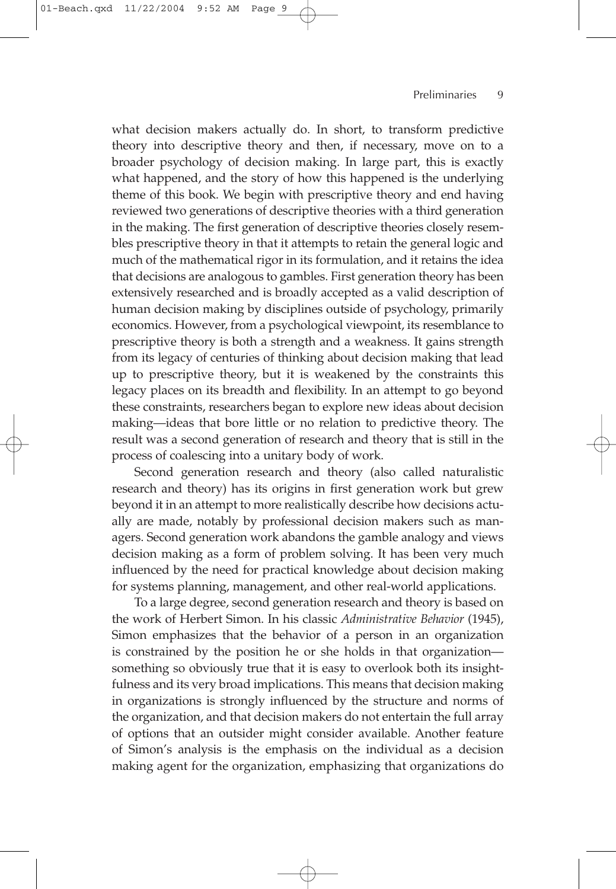what decision makers actually do. In short, to transform predictive theory into descriptive theory and then, if necessary, move on to a broader psychology of decision making. In large part, this is exactly what happened, and the story of how this happened is the underlying theme of this book. We begin with prescriptive theory and end having reviewed two generations of descriptive theories with a third generation in the making. The first generation of descriptive theories closely resembles prescriptive theory in that it attempts to retain the general logic and much of the mathematical rigor in its formulation, and it retains the idea that decisions are analogous to gambles. First generation theory has been extensively researched and is broadly accepted as a valid description of human decision making by disciplines outside of psychology, primarily economics. However, from a psychological viewpoint, its resemblance to prescriptive theory is both a strength and a weakness. It gains strength from its legacy of centuries of thinking about decision making that lead up to prescriptive theory, but it is weakened by the constraints this legacy places on its breadth and flexibility. In an attempt to go beyond these constraints, researchers began to explore new ideas about decision making—ideas that bore little or no relation to predictive theory. The result was a second generation of research and theory that is still in the process of coalescing into a unitary body of work.

Second generation research and theory (also called naturalistic research and theory) has its origins in first generation work but grew beyond it in an attempt to more realistically describe how decisions actually are made, notably by professional decision makers such as managers. Second generation work abandons the gamble analogy and views decision making as a form of problem solving. It has been very much influenced by the need for practical knowledge about decision making for systems planning, management, and other real-world applications.

To a large degree, second generation research and theory is based on the work of Herbert Simon. In his classic *Administrative Behavior* (1945), Simon emphasizes that the behavior of a person in an organization is constrained by the position he or she holds in that organization—something so obviously true that it is easy to overlook both its insightfulness and its very broad implications. This means that decision making in organizations is strongly influenced by the structure and norms of the organization, and that decision makers do not entertain the full array of options that an outsider might consider available. Another feature of Simon's analysis is the emphasis on the individual as a decision making agent for the organization, emphasizing that organizations do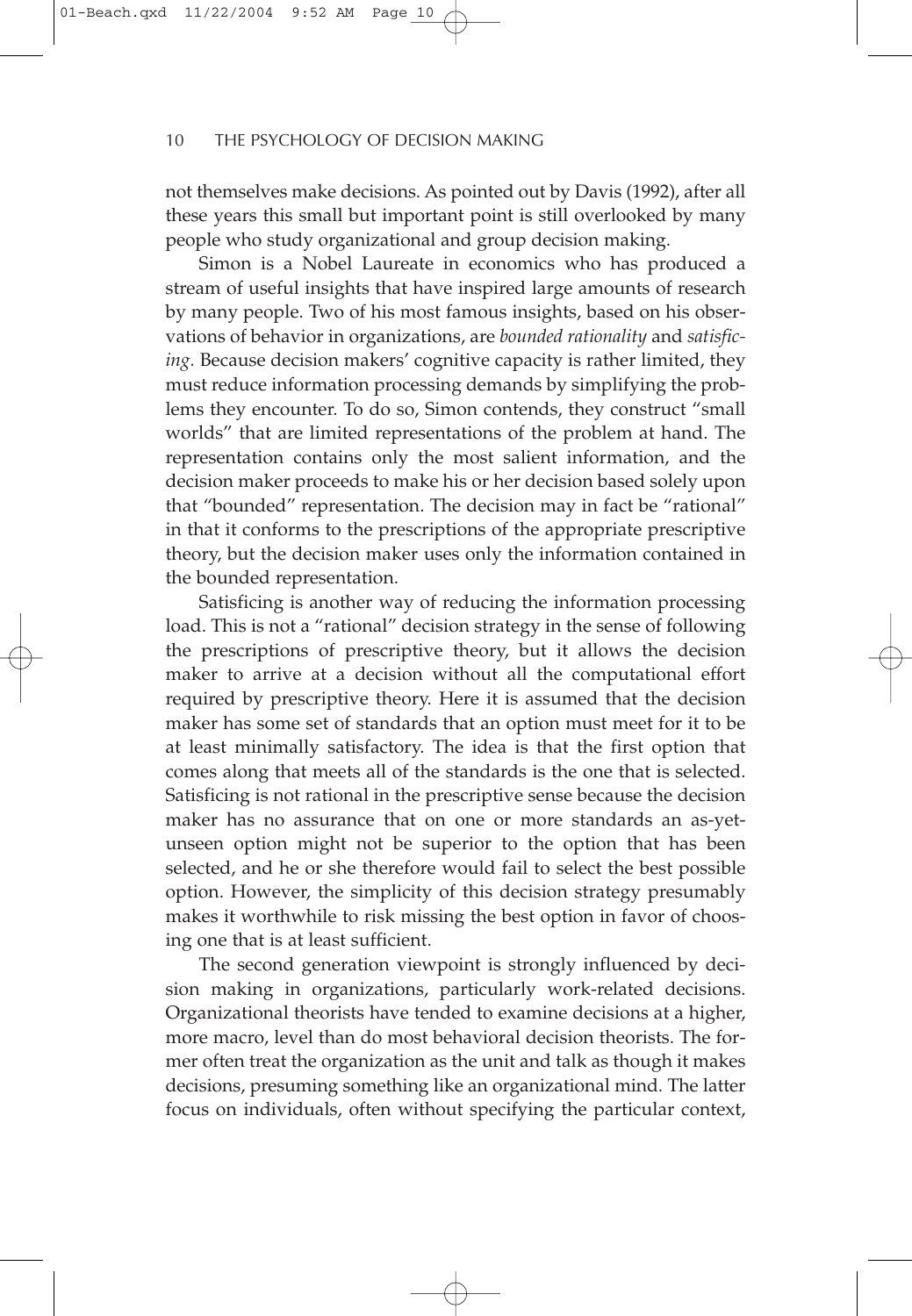not themselves make decisions. As pointed out by Davis (1992), after all these years this small but important point is still overlooked by many people who study organizational and group decision making.

Simon is a Nobel Laureate in economics who has produced a stream of useful insights that have inspired large amounts of research by many people. Two of his most famous insights, based on his observations of behavior in organizations, are *bounded rationality* and *satisficing.* Because decision makers' cognitive capacity is rather limited, they must reduce information processing demands by simplifying the problems they encounter. To do so, Simon contends, they construct "small worlds" that are limited representations of the problem at hand. The representation contains only the most salient information, and the decision maker proceeds to make his or her decision based solely upon that "bounded" representation. The decision may in fact be "rational" in that it conforms to the prescriptions of the appropriate prescriptive theory, but the decision maker uses only the information contained in the bounded representation.

Satisficing is another way of reducing the information processing load. This is not a "rational" decision strategy in the sense of following the prescriptions of prescriptive theory, but it allows the decision maker to arrive at a decision without all the computational effort required by prescriptive theory. Here it is assumed that the decision maker has some set of standards that an option must meet for it to be at least minimally satisfactory. The idea is that the first option that comes along that meets all of the standards is the one that is selected. Satisficing is not rational in the prescriptive sense because the decision maker has no assurance that on one or more standards an as-yet-unseen option might not be superior to the option that has been selected, and he or she therefore would fail to select the best possible option. However, the simplicity of this decision strategy presumably makes it worthwhile to risk missing the best option in favor of choosing one that is at least sufficient.

The second generation viewpoint is strongly influenced by decision making in organizations, particularly work-related decisions. Organizational theorists have tended to examine decisions at a higher, more macro, level than do most behavioral decision theorists. The former often treat the organization as the unit and talk as though it makes decisions, presuming something like an organizational mind. The latter focus on individuals, often without specifying the particular context,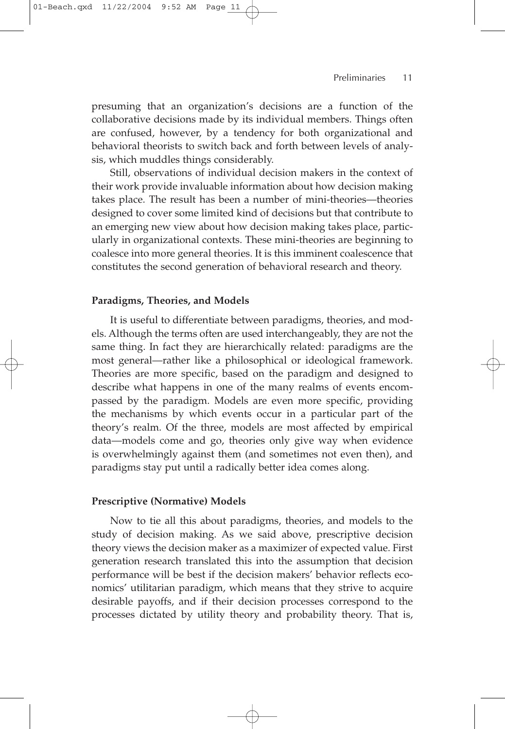presuming that an organization's decisions are a function of the collaborative decisions made by its individual members. Things often are confused, however, by a tendency for both organizational and behavioral theorists to switch back and forth between levels of analysis, which muddles things considerably.

Still, observations of individual decision makers in the context of their work provide invaluable information about how decision making takes place. The result has been a number of mini-theories—theories designed to cover some limited kind of decisions but that contribute to an emerging new view about how decision making takes place, particularly in organizational contexts. These mini-theories are beginning to coalesce into more general theories. It is this imminent coalescence that constitutes the second generation of behavioral research and theory.

**Paradigms, Theories, and Models**

It is useful to differentiate between paradigms, theories, and models. Although the terms often are used interchangeably, they are not the same thing. In fact they are hierarchically related: paradigms are the most general—rather like a philosophical or ideological framework. Theories are more specific, based on the paradigm and designed to describe what happens in one of the many realms of events encompassed by the paradigm. Models are even more specific, providing the mechanisms by which events occur in a particular part of the theory's realm. Of the three, models are most affected by empirical data—models come and go, theories only give way when evidence is overwhelmingly against them (and sometimes not even then), and paradigms stay put until a radically better idea comes along.

**Prescriptive (Normative) Models**

Now to tie all this about paradigms, theories, and models to the study of decision making. As we said above, prescriptive decision theory views the decision maker as a maximizer of expected value. First generation research translated this into the assumption that decision performance will be best if the decision makers' behavior reflects economics' utilitarian paradigm, which means that they strive to acquire desirable payoffs, and if their decision processes correspond to the processes dictated by utility theory and probability theory. That is,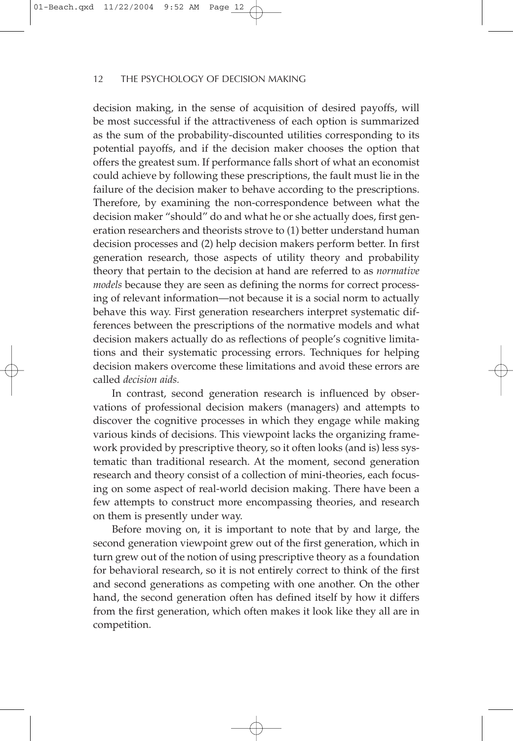decision making, in the sense of acquisition of desired payoffs, will be most successful if the attractiveness of each option is summarized as the sum of the probability-discounted utilities corresponding to its potential payoffs, and if the decision maker chooses the option that offers the greatest sum. If performance falls short of what an economist could achieve by following these prescriptions, the fault must lie in the failure of the decision maker to behave according to the prescriptions. Therefore, by examining the non-correspondence between what the decision maker "should" do and what he or she actually does, first generation researchers and theorists strove to (1) better understand human decision processes and (2) help decision makers perform better. In first generation research, those aspects of utility theory and probability theory that pertain to the decision at hand are referred to as *normative models* because they are seen as defining the norms for correct processing of relevant information—not because it is a social norm to actually behave this way. First generation researchers interpret systematic differences between the prescriptions of the normative models and what decision makers actually do as reflections of people's cognitive limitations and their systematic processing errors. Techniques for helping decision makers overcome these limitations and avoid these errors are called *decision aids.*

In contrast, second generation research is influenced by observations of professional decision makers (managers) and attempts to discover the cognitive processes in which they engage while making various kinds of decisions. This viewpoint lacks the organizing framework provided by prescriptive theory, so it often looks (and is) less systematic than traditional research. At the moment, second generation research and theory consist of a collection of mini-theories, each focusing on some aspect of real-world decision making. There have been a few attempts to construct more encompassing theories, and research on them is presently under way.

Before moving on, it is important to note that by and large, the second generation viewpoint grew out of the first generation, which in turn grew out of the notion of using prescriptive theory as a foundation for behavioral research, so it is not entirely correct to think of the first and second generations as competing with one another. On the other hand, the second generation often has defined itself by how it differs from the first generation, which often makes it look like they all are in competition.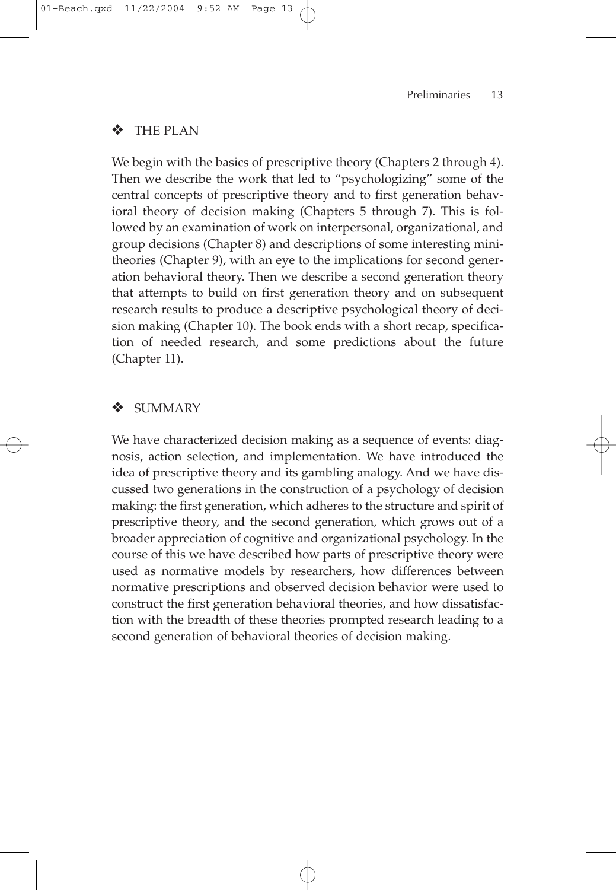## ❖ THE PLAN

We begin with the basics of prescriptive theory (Chapters 2 through 4). Then we describe the work that led to "psychologizing" some of the central concepts of prescriptive theory and to first generation behavioral theory of decision making (Chapters 5 through 7). This is followed by an examination of work on interpersonal, organizational, and group decisions (Chapter 8) and descriptions of some interesting minitheories (Chapter 9), with an eye to the implications for second generation behavioral theory. Then we describe a second generation theory that attempts to build on first generation theory and on subsequent research results to produce a descriptive psychological theory of decision making (Chapter 10). The book ends with a short recap, specification of needed research, and some predictions about the future (Chapter 11).

## ❖ SUMMARY

We have characterized decision making as a sequence of events: diagnosis, action selection, and implementation. We have introduced the idea of prescriptive theory and its gambling analogy. And we have discussed two generations in the construction of a psychology of decision making: the first generation, which adheres to the structure and spirit of prescriptive theory, and the second generation, which grows out of a broader appreciation of cognitive and organizational psychology. In the course of this we have described how parts of prescriptive theory were used as normative models by researchers, how differences between normative prescriptions and observed decision behavior were used to construct the first generation behavioral theories, and how dissatisfaction with the breadth of these theories prompted research leading to a second generation of behavioral theories of decision making.